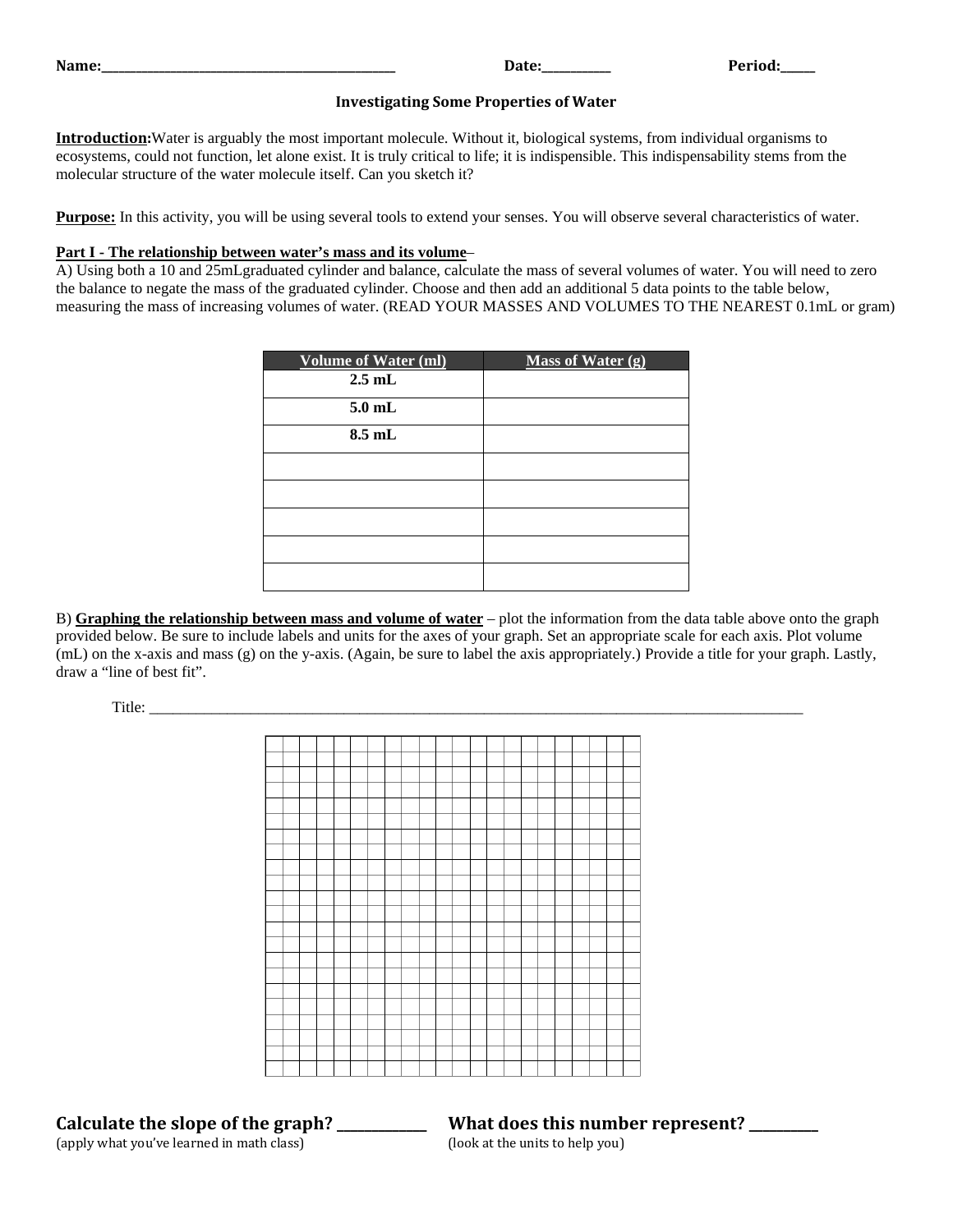**Name:**\_\_\_\_\_\_\_\_\_\_\_\_\_\_\_\_\_\_\_\_\_\_\_\_\_\_\_\_\_\_\_\_\_\_\_\_\_\_\_\_\_\_\_\_ **Date:**\_\_\_\_\_\_\_\_\_\_ **Period:**\_\_\_\_\_

## Investigating Some Properties of Water

**Introduction:** Water is arguably the most important molecule. Without it, biological systems, from individual organisms to ecosystems, could not function, let alone exist. It is truly critical to life; it is indispensible. This indispensability stems from the molecular structure of the water molecule itself. Can you sketch it?

**Purpose:** In this activity, you will be using several tools to extend your senses. You will observe several characteristics of water.

**Part I - The relationship between water's mass and its volume** –

A) Using both a 10 and 25mLgraduated cylinder and balance, calculate the mass of several volumes of water. You will need to zero the balance to negate the mass of the graduated cylinder. Choose and then add an additional 5 data points to the table below, measuring the mass of increasing volumes of water. (READ YOUR MASSES AND VOLUMES TO THE NEAREST 0.1mL or gram)

| Volume of Water (ml) | Mass of Water (g) |
|---|---|
| **2.5 mL** | |
| **5.0 mL** | |
| **8.5 mL** | |
| | |
| | |
| | |
| | |
| | |

B) **Graphing the relationship between mass and volume of water** – plot the information from the data table above onto the graph provided below. Be sure to include labels and units for the axes of your graph. Set an appropriate scale for each axis. Plot volume (mL) on the x-axis and mass (g) on the y-axis. (Again, be sure to label the axis appropriately.) Provide a title for your graph. Lastly, draw a "line of best fit".

Title: \_\_\_\_\_\_\_\_\_\_\_\_\_\_\_\_\_\_\_\_\_\_\_\_\_\_\_\_\_\_\_\_\_\_\_\_\_\_\_\_\_\_\_\_\_\_\_\_\_\_\_\_\_\_\_\_\_\_\_\_\_\_\_\_\_\_\_\_\_\_\_\_\_\_\_\_\_\_

**Calculate the slope of the graph?** \_\_\_\_\_\_\_\_\_\_\_\_
(apply what you've learned in math class)

**What does this number represent?** \_\_\_\_\_\_\_\_\_\_
(look at the units to help you)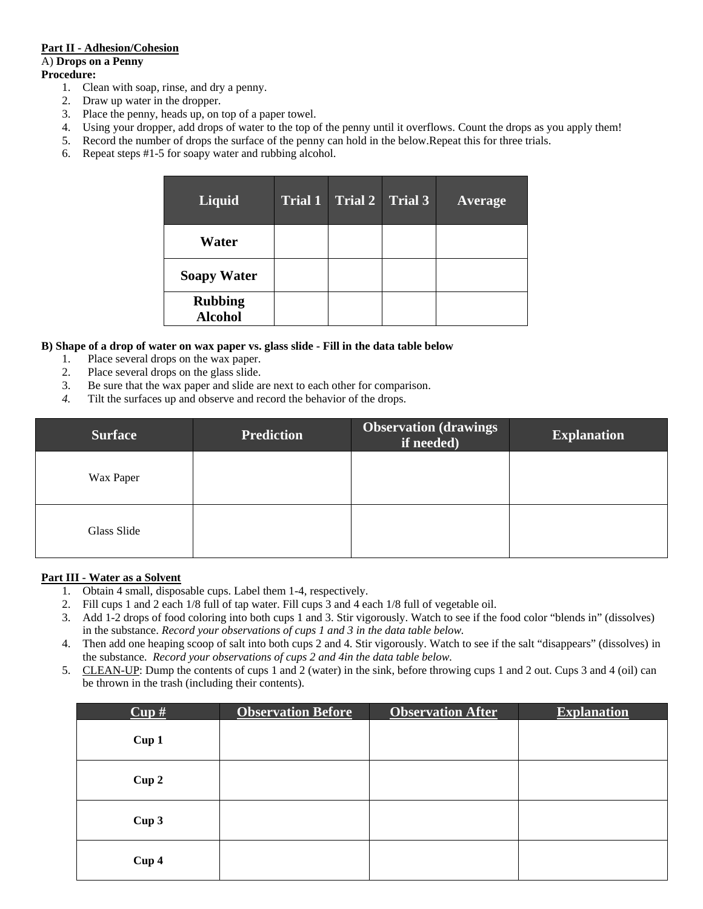**Part II - Adhesion/Cohesion**

A) **Drops on a Penny**

**Procedure:**

1. Clean with soap, rinse, and dry a penny.
2. Draw up water in the dropper.
3. Place the penny, heads up, on top of a paper towel.
4. Using your dropper, add drops of water to the top of the penny until it overflows. Count the drops as you apply them!
5. Record the number of drops the surface of the penny can hold in the below.Repeat this for three trials.
6. Repeat steps #1-5 for soapy water and rubbing alcohol.

| Liquid | Trial 1 | Trial 2 | Trial 3 | Average |
|---|---|---|---|---|
| **Water** | | | | |
| **Soapy Water** | | | | |
| **Rubbing Alcohol** | | | | |

**B) Shape of a drop of water on wax paper vs. glass slide - Fill in the data table below**

1. Place several drops on the wax paper.
2. Place several drops on the glass slide.
3. Be sure that the wax paper and slide are next to each other for comparison.
4. Tilt the surfaces up and observe and record the behavior of the drops.

| Surface | Prediction | Observation (drawings if needed) | Explanation |
|---|---|---|---|
| Wax Paper | | | |
| Glass Slide | | | |

**Part III - Water as a Solvent**

1. Obtain 4 small, disposable cups. Label them 1-4, respectively.
2. Fill cups 1 and 2 each 1/8 full of tap water. Fill cups 3 and 4 each 1/8 full of vegetable oil.
3. Add 1-2 drops of food coloring into both cups 1 and 3. Stir vigorously. Watch to see if the food color "blends in" (dissolves) in the substance. *Record your observations of cups 1 and 3 in the data table below.*
4. Then add one heaping scoop of salt into both cups 2 and 4. Stir vigorously. Watch to see if the salt "disappears" (dissolves) in the substance. *Record your observations of cups 2 and 4in the data table below.*
5. CLEAN-UP: Dump the contents of cups 1 and 2 (water) in the sink, before throwing cups 1 and 2 out. Cups 3 and 4 (oil) can be thrown in the trash (including their contents).

| Cup # | Observation Before | Observation After | Explanation |
|---|---|---|---|
| **Cup 1** | | | |
| **Cup 2** | | | |
| **Cup 3** | | | |
| **Cup 4** | | | |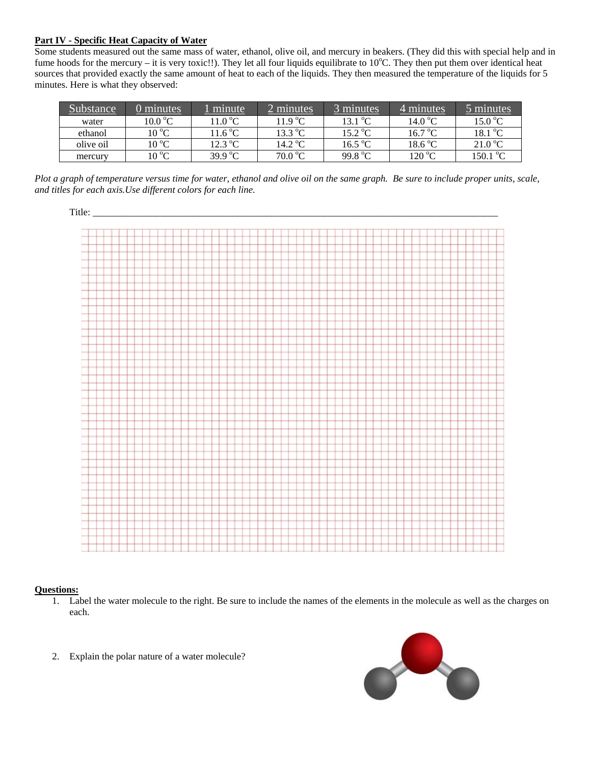**Part IV - Specific Heat Capacity of Water**

Some students measured out the same mass of water, ethanol, olive oil, and mercury in beakers. (They did this with special help and in fume hoods for the mercury – it is very toxic!!). They let all four liquids equilibrate to 10$^{o}$C. They then put them over identical heat sources that provided exactly the same amount of heat to each of the liquids. They then measured the temperature of the liquids for 5 minutes. Here is what they observed:

| Substance | 0 minutes | 1 minute | 2 minutes | 3 minutes | 4 minutes | 5 minutes |
|---|---|---|---|---|---|---|
| water | 10.0 $^{o}$C | 11.0 $^{o}$C | 11.9 $^{o}$C | 13.1 $^{o}$C | 14.0 $^{o}$C | 15.0 $^{o}$C |
| ethanol | 10 $^{o}$C | 11.6 $^{o}$C | 13.3 $^{o}$C | 15.2 $^{o}$C | 16.7 $^{o}$C | 18.1 $^{o}$C |
| olive oil | 10 $^{o}$C | 12.3 $^{o}$C | 14.2 $^{o}$C | 16.5 $^{o}$C | 18.6 $^{o}$C | 21.0 $^{o}$C |
| mercury | 10 $^{o}$C | 39.9 $^{o}$C | 70.0 $^{o}$C | 99.8 $^{o}$C | 120 $^{o}$C | 150.1 $^{o}$C |

*Plot a graph of temperature versus time for water, ethanol and olive oil on the same graph. Be sure to include proper units, scale, and titles for each axis.Use different colors for each line.*

Title: ___________________________________________________________________________

**Questions:**

1. Label the water molecule to the right. Be sure to include the names of the elements in the molecule as well as the charges on each.

2. Explain the polar nature of a water molecule?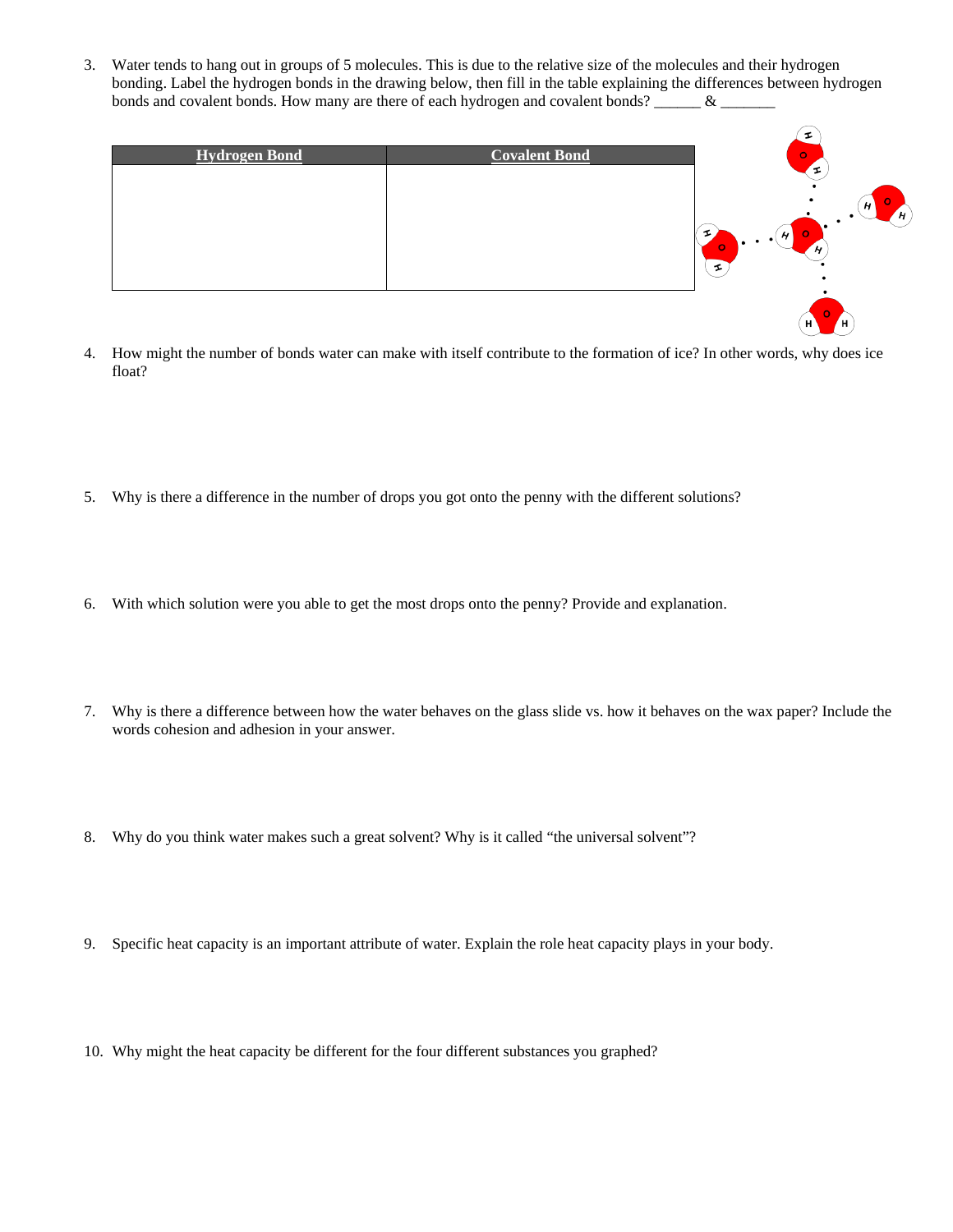3. Water tends to hang out in groups of 5 molecules. This is due to the relative size of the molecules and their hydrogen bonding. Label the hydrogen bonds in the drawing below, then fill in the table explaining the differences between hydrogen bonds and covalent bonds. How many are there of each hydrogen and covalent bonds? ______ & _______

| **Hydrogen Bond** | **Covalent Bond** |
|---|---|
| | |

4. How might the number of bonds water can make with itself contribute to the formation of ice? In other words, why does ice float?

5. Why is there a difference in the number of drops you got onto the penny with the different solutions?

6. With which solution were you able to get the most drops onto the penny? Provide and explanation.

7. Why is there a difference between how the water behaves on the glass slide vs. how it behaves on the wax paper? Include the words cohesion and adhesion in your answer.

8. Why do you think water makes such a great solvent? Why is it called "the universal solvent"?

9. Specific heat capacity is an important attribute of water. Explain the role heat capacity plays in your body.

10. Why might the heat capacity be different for the four different substances you graphed?